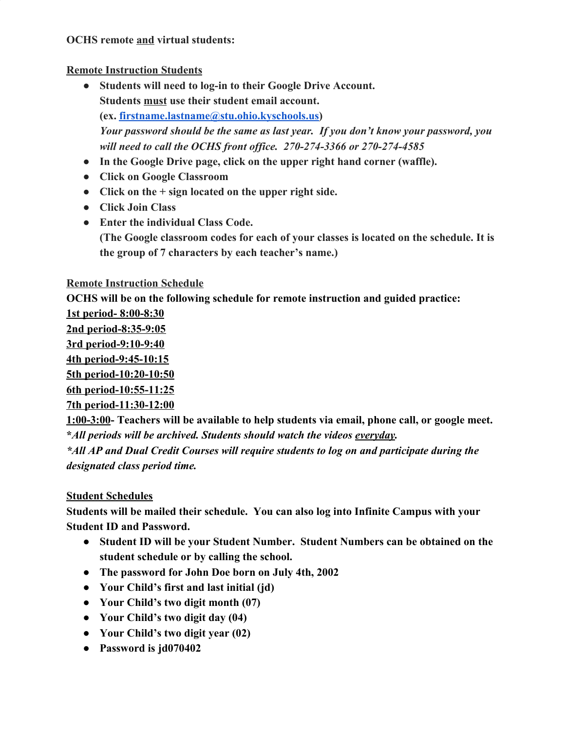**OCHS remote and virtual students:**

## Remote Instruction Students

- **Students will need to log-in to their Google Drive Account.**
  **Students must use their student email account.**
  **(ex. firstname.lastname@stu.ohio.kyschools.us)**
  *Your password should be the same as last year. If you don't know your password, you will need to call the OCHS front office. 270-274-3366 or 270-274-4585*
- **In the Google Drive page, click on the upper right hand corner (waffle).**
- **Click on Google Classroom**
- **Click on the + sign located on the upper right side.**
- **Click Join Class**
- **Enter the individual Class Code.**
  **(The Google classroom codes for each of your classes is located on the schedule. It is the group of 7 characters by each teacher's name.)**

## Remote Instruction Schedule

**OCHS will be on the following schedule for remote instruction and guided practice:**

**1st period- 8:00-8:30**
**2nd period-8:35-9:05**
**3rd period-9:10-9:40**
**4th period-9:45-10:15**
**5th period-10:20-10:50**
**6th period-10:55-11:25**
**7th period-11:30-12:00**
**1:00-3:00- Teachers will be available to help students via email, phone call, or google meet.**

***All periods will be archived. Students should watch the videos everyday.***

***All AP and Dual Credit Courses will require students to log on and participate during the designated class period time.***

## Student Schedules

**Students will be mailed their schedule. You can also log into Infinite Campus with your Student ID and Password.**

- **Student ID will be your Student Number. Student Numbers can be obtained on the student schedule or by calling the school.**
- **The password for John Doe born on July 4th, 2002**
- **Your Child's first and last initial (jd)**
- **Your Child's two digit month (07)**
- **Your Child's two digit day (04)**
- **Your Child's two digit year (02)**
- **Password is jd070402**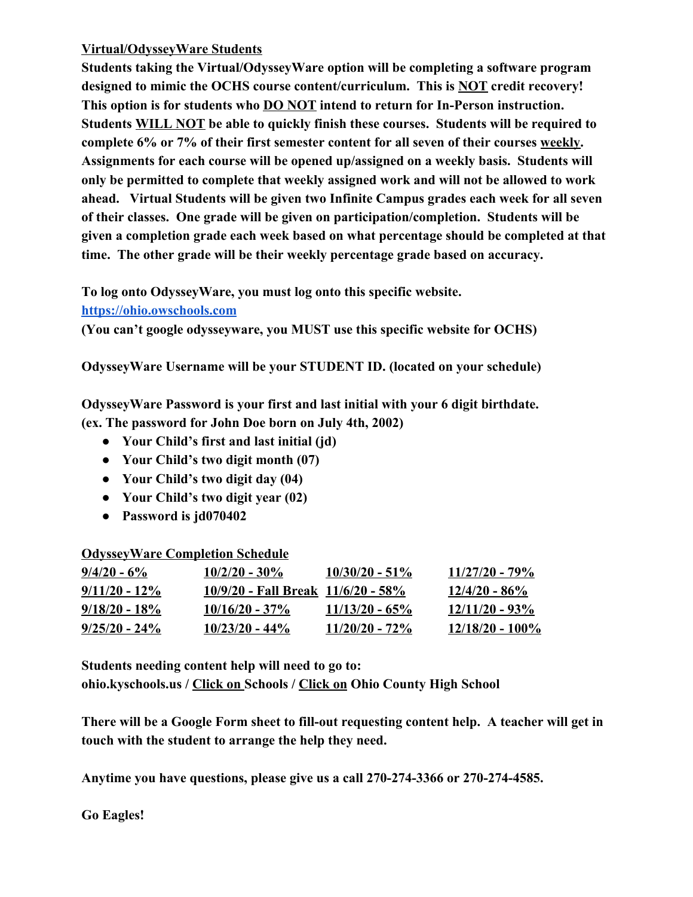## Virtual/OdysseyWare Students

**Students taking the Virtual/OdysseyWare option will be completing a software program designed to mimic the OCHS course content/curriculum. This is NOT credit recovery! This option is for students who DO NOT intend to return for In-Person instruction. Students WILL NOT be able to quickly finish these courses. Students will be required to complete 6% or 7% of their first semester content for all seven of their courses weekly. Assignments for each course will be opened up/assigned on a weekly basis. Students will only be permitted to complete that weekly assigned work and will not be allowed to work ahead. Virtual Students will be given two Infinite Campus grades each week for all seven of their classes. One grade will be given on participation/completion. Students will be given a completion grade each week based on what percentage should be completed at that time. The other grade will be their weekly percentage grade based on accuracy.**

**To log onto OdysseyWare, you must log onto this specific website.**
**https://ohio.owschools.com**
**(You can't google odysseyware, you MUST use this specific website for OCHS)**

**OdysseyWare Username will be your STUDENT ID. (located on your schedule)**

**OdysseyWare Password is your first and last initial with your 6 digit birthdate. (ex. The password for John Doe born on July 4th, 2002)**

- **Your Child's first and last initial (jd)**
- **Your Child's two digit month (07)**
- **Your Child's two digit day (04)**
- **Your Child's two digit year (02)**
- **Password is jd070402**

### OdysseyWare Completion Schedule

| | | | |
|---|---|---|---|
| 9/4/20 - 6% | 10/2/20 - 30% | 10/30/20 - 51% | 11/27/20 - 79% |
| 9/11/20 - 12% | 10/9/20 - Fall Break | 11/6/20 - 58% | 12/4/20 - 86% |
| 9/18/20 - 18% | 10/16/20 - 37% | 11/13/20 - 65% | 12/11/20 - 93% |
| 9/25/20 - 24% | 10/23/20 - 44% | 11/20/20 - 72% | 12/18/20 - 100% |

**Students needing content help will need to go to:**
**ohio.kyschools.us / Click on Schools / Click on Ohio County High School**

**There will be a Google Form sheet to fill-out requesting content help. A teacher will get in touch with the student to arrange the help they need.**

**Anytime you have questions, please give us a call 270-274-3366 or 270-274-4585.**

**Go Eagles!**